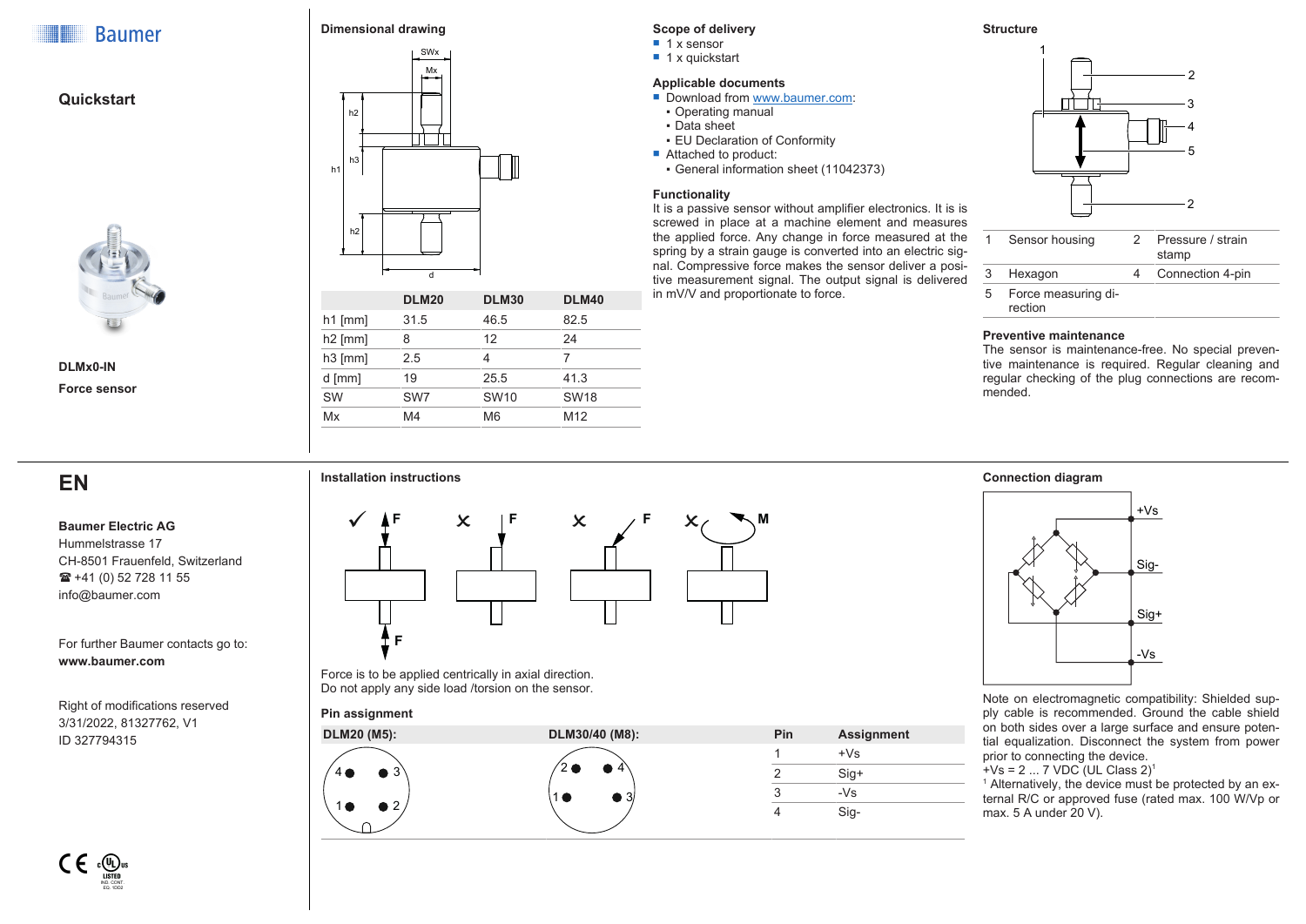Baumer

## Quickstart

**DLMx0-IN**

**Force sensor**

### Dimensional drawing

|  | DLM20 | DLM30 | DLM40 |
|---|---|---|---|
| h1 [mm] | 31.5 | 46.5 | 82.5 |
| h2 [mm] | 8 | 12 | 24 |
| h3 [mm] | 2.5 | 4 | 7 |
| d [mm] | 19 | 25.5 | 41.3 |
| SW | SW7 | SW10 | SW18 |
| Mx | M4 | M6 | M12 |

### Scope of delivery

- 1 x sensor
- 1 x quickstart

### Applicable documents

- Download from www.baumer.com:
  - Operating manual
  - Data sheet
  - EU Declaration of Conformity
- Attached to product:
  - General information sheet (11042373)

### Functionality

It is a passive sensor without amplifier electronics. It is is screwed in place at a machine element and measures the applied force. Any change in force measured at the spring by a strain gauge is converted into an electric signal. Compressive force makes the sensor deliver a positive measurement signal. The output signal is delivered in mV/V and proportionate to force.

### Structure

| | | | |
|---|---|---|---|
| 1 | Sensor housing | 2 | Pressure / strain stamp |
| 3 | Hexagon | 4 | Connection 4-pin |
| 5 | Force measuring direction | | |

### Preventive maintenance

The sensor is maintenance-free. No special preventive maintenance is required. Regular cleaning and regular checking of the plug connections are recommended.

## EN

**Baumer Electric AG**
Hummelstrasse 17
CH-8501 Frauenfeld, Switzerland
☎ +41 (0) 52 728 11 55
info@baumer.com

For further Baumer contacts go to:
**www.baumer.com**

Right of modifications reserved
3/31/2022, 81327762, V1
ID 327794315

### Installation instructions

Force is to be applied centrically in axial direction.
Do not apply any side load /torsion on the sensor.

### Pin assignment

DLM20 (M5): DLM30/40 (M8):

| Pin | Assignment |
|---|---|
| 1 | +Vs |
| 2 | Sig+ |
| 3 | -Vs |
| 4 | Sig- |

### Connection diagram

Note on electromagnetic compatibility: Shielded supply cable is recommended. Ground the cable shield on both sides over a large surface and ensure potential equalization. Disconnect the system from power prior to connecting the device.

+Vs = 2 ... 7 VDC (UL Class 2)[1]

[1] Alternatively, the device must be protected by an external R/C or approved fuse (rated max. 100 W/Vp or max. 5 A under 20 V).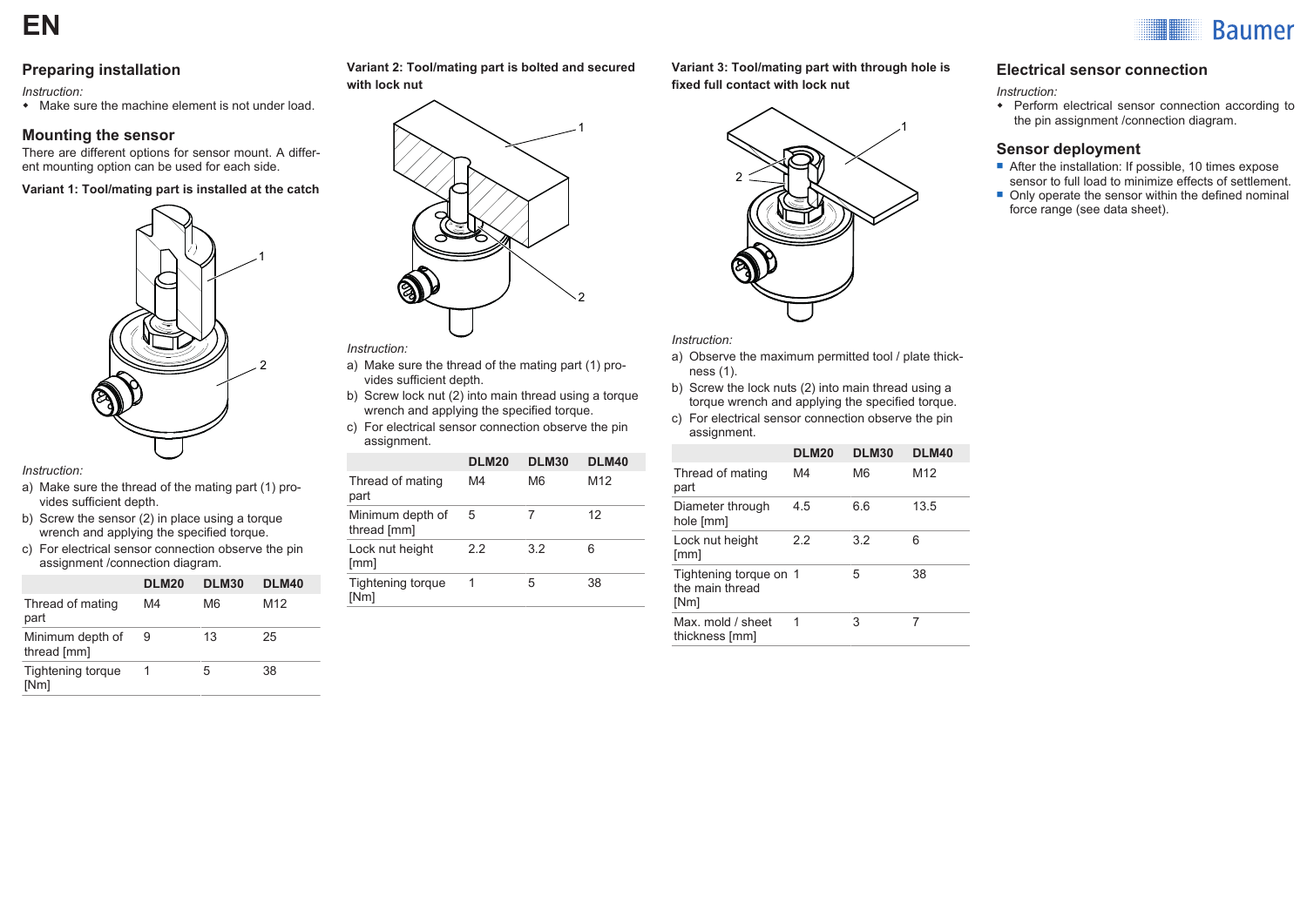EN

## Preparing installation

*Instruction:*

- Make sure the machine element is not under load.

## Mounting the sensor

There are different options for sensor mount. A different mounting option can be used for each side.

**Variant 1: Tool/mating part is installed at the catch**

1

2

*Instruction:*

a) Make sure the thread of the mating part (1) provides sufficient depth.
b) Screw the sensor (2) in place using a torque wrench and applying the specified torque.
c) For electrical sensor connection observe the pin assignment /connection diagram.

| | DLM20 | DLM30 | DLM40 |
|---|---|---|---|
| Thread of mating part | M4 | M6 | M12 |
| Minimum depth of thread [mm] | 9 | 13 | 25 |
| Tightening torque [Nm] | 1 | 5 | 38 |

**Variant 2: Tool/mating part is bolted and secured with lock nut**

1

2

*Instruction:*

a) Make sure the thread of the mating part (1) provides sufficient depth.
b) Screw lock nut (2) into main thread using a torque wrench and applying the specified torque.
c) For electrical sensor connection observe the pin assignment.

| | DLM20 | DLM30 | DLM40 |
|---|---|---|---|
| Thread of mating part | M4 | M6 | M12 |
| Minimum depth of thread [mm] | 5 | 7 | 12 |
| Lock nut height [mm] | 2.2 | 3.2 | 6 |
| Tightening torque [Nm] | 1 | 5 | 38 |

**Variant 3: Tool/mating part with through hole is fixed full contact with lock nut**

1

2

*Instruction:*

a) Observe the maximum permitted tool / plate thickness (1).
b) Screw the lock nuts (2) into main thread using a torque wrench and applying the specified torque.
c) For electrical sensor connection observe the pin assignment.

| | DLM20 | DLM30 | DLM40 |
|---|---|---|---|
| Thread of mating part | M4 | M6 | M12 |
| Diameter through hole [mm] | 4.5 | 6.6 | 13.5 |
| Lock nut height [mm] | 2.2 | 3.2 | 6 |
| Tightening torque on the main thread [Nm] | 1 | 5 | 38 |
| Max. mold / sheet thickness [mm] | 1 | 3 | 7 |

## Electrical sensor connection

*Instruction:*

- Perform electrical sensor connection according to the pin assignment /connection diagram.

## Sensor deployment

- After the installation: If possible, 10 times expose sensor to full load to minimize effects of settlement.
- Only operate the sensor within the defined nominal force range (see data sheet).